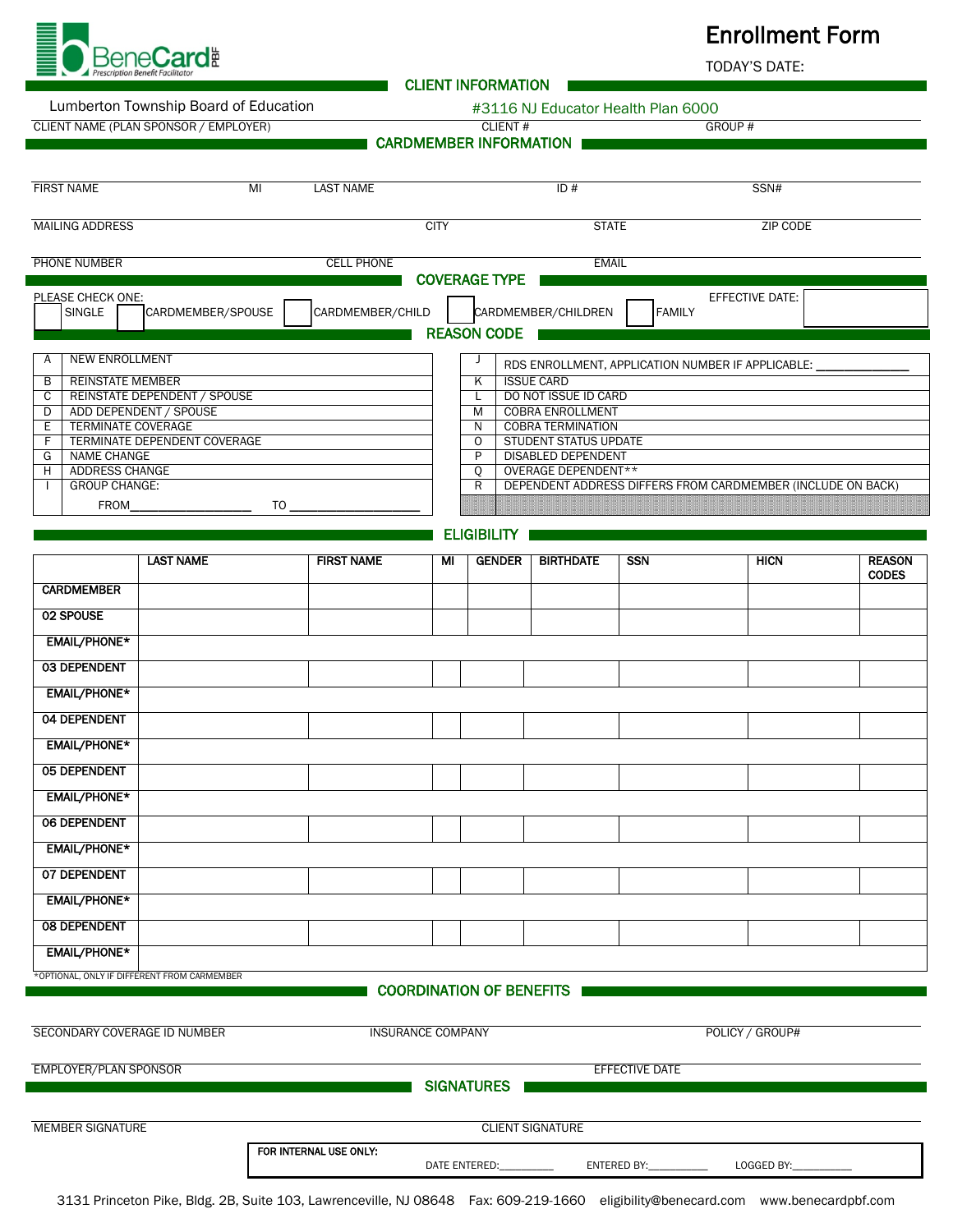BeneCard PBF
*Prescription Benefit Facilitator*

# Enrollment Form

TODAY'S DATE:

## CLIENT INFORMATION

Lumberton Township Board of Education — CLIENT NAME (PLAN SPONSOR / EMPLOYER)

#3116 — CLIENT #

NJ Educator Health Plan 6000 — GROUP #

## CARDMEMBER INFORMATION

FIRST NAME ______ MI ______ LAST NAME ______ ID # ______ SSN# ______

MAILING ADDRESS ______ CITY ______ STATE ______ ZIP CODE ______

PHONE NUMBER ______ CELL PHONE ______ EMAIL ______

## COVERAGE TYPE

PLEASE CHECK ONE:

☐ SINGLE ☐ CARDMEMBER/SPOUSE ☐ CARDMEMBER/CHILD ☐ CARDMEMBER/CHILDREN ☐ FAMILY

EFFECTIVE DATE:

## REASON CODE

| | | | |
|---|---|---|---|
| A | NEW ENROLLMENT | J | RDS ENROLLMENT, APPLICATION NUMBER IF APPLICABLE: ______________ |
| B | REINSTATE MEMBER | K | ISSUE CARD |
| C | REINSTATE DEPENDENT / SPOUSE | L | DO NOT ISSUE ID CARD |
| D | ADD DEPENDENT / SPOUSE | M | COBRA ENROLLMENT |
| E | TERMINATE COVERAGE | N | COBRA TERMINATION |
| F | TERMINATE DEPENDENT COVERAGE | O | STUDENT STATUS UPDATE |
| G | NAME CHANGE | P | DISABLED DEPENDENT |
| H | ADDRESS CHANGE | Q | OVERAGE DEPENDENT** |
| I | GROUP CHANGE: FROM__________________ TO ____________________ | R | DEPENDENT ADDRESS DIFFERS FROM CARDMEMBER (INCLUDE ON BACK) |

## ELIGIBILITY

| | LAST NAME | FIRST NAME | MI | GENDER | BIRTHDATE | SSN | HICN | REASON CODES |
|---|---|---|---|---|---|---|---|---|
| CARDMEMBER | | | | | | | | |
| 02 SPOUSE | | | | | | | | |
| EMAIL/PHONE* | | | | | | | | |
| 03 DEPENDENT | | | | | | | | |
| EMAIL/PHONE* | | | | | | | | |
| 04 DEPENDENT | | | | | | | | |
| EMAIL/PHONE* | | | | | | | | |
| 05 DEPENDENT | | | | | | | | |
| EMAIL/PHONE* | | | | | | | | |
| 06 DEPENDENT | | | | | | | | |
| EMAIL/PHONE* | | | | | | | | |
| 07 DEPENDENT | | | | | | | | |
| EMAIL/PHONE* | | | | | | | | |
| 08 DEPENDENT | | | | | | | | |
| EMAIL/PHONE* | | | | | | | | |

*OPTIONAL, ONLY IF DIFFERENT FROM CARMEMBER

## COORDINATION OF BENEFITS

SECONDARY COVERAGE ID NUMBER ______ INSURANCE COMPANY ______ POLICY / GROUP# ______

EMPLOYER/PLAN SPONSOR ______ EFFECTIVE DATE ______

## SIGNATURES

MEMBER SIGNATURE ______ CLIENT SIGNATURE ______

**FOR INTERNAL USE ONLY:** DATE ENTERED:_________ ENTERED BY:__________ LOGGED BY:__________

3131 Princeton Pike, Bldg. 2B, Suite 103, Lawrenceville, NJ 08648 Fax: 609-219-1660 eligibility@benecard.com www.benecardpbf.com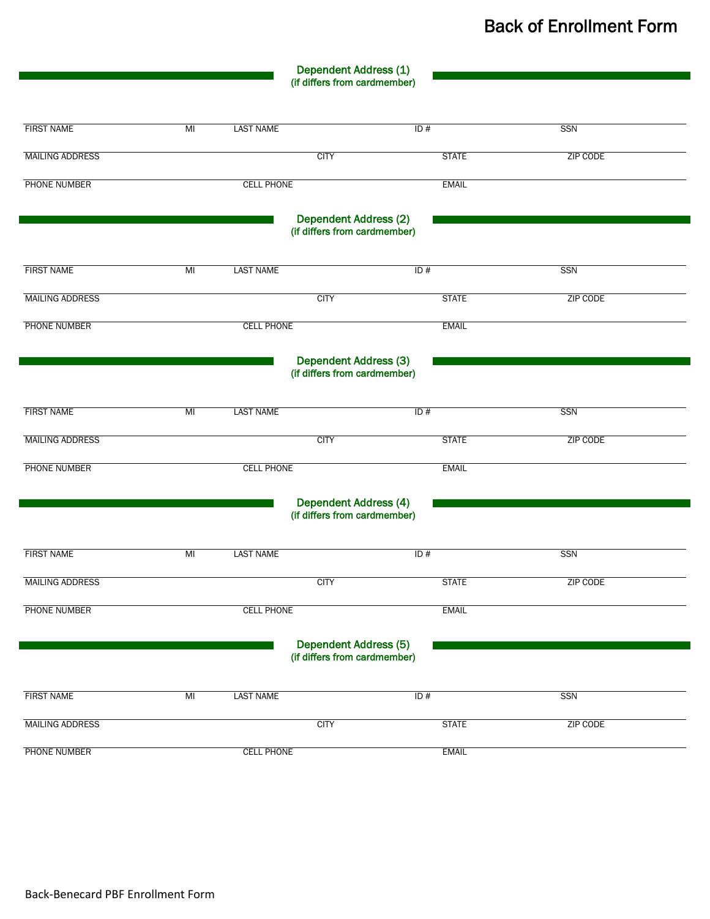# Back of Enrollment Form

## Dependent Address (1)
(if differs from cardmember)

FIRST NAME MI LAST NAME ID # SSN

MAILING ADDRESS CITY STATE ZIP CODE

PHONE NUMBER CELL PHONE EMAIL

## Dependent Address (2)
(if differs from cardmember)

FIRST NAME MI LAST NAME ID # SSN

MAILING ADDRESS CITY STATE ZIP CODE

PHONE NUMBER CELL PHONE EMAIL

## Dependent Address (3)
(if differs from cardmember)

FIRST NAME MI LAST NAME ID # SSN

MAILING ADDRESS CITY STATE ZIP CODE

PHONE NUMBER CELL PHONE EMAIL

## Dependent Address (4)
(if differs from cardmember)

FIRST NAME MI LAST NAME ID # SSN

MAILING ADDRESS CITY STATE ZIP CODE

PHONE NUMBER CELL PHONE EMAIL

## Dependent Address (5)
(if differs from cardmember)

FIRST NAME MI LAST NAME ID # SSN

MAILING ADDRESS CITY STATE ZIP CODE

PHONE NUMBER CELL PHONE EMAIL

Back-Benecard PBF Enrollment Form